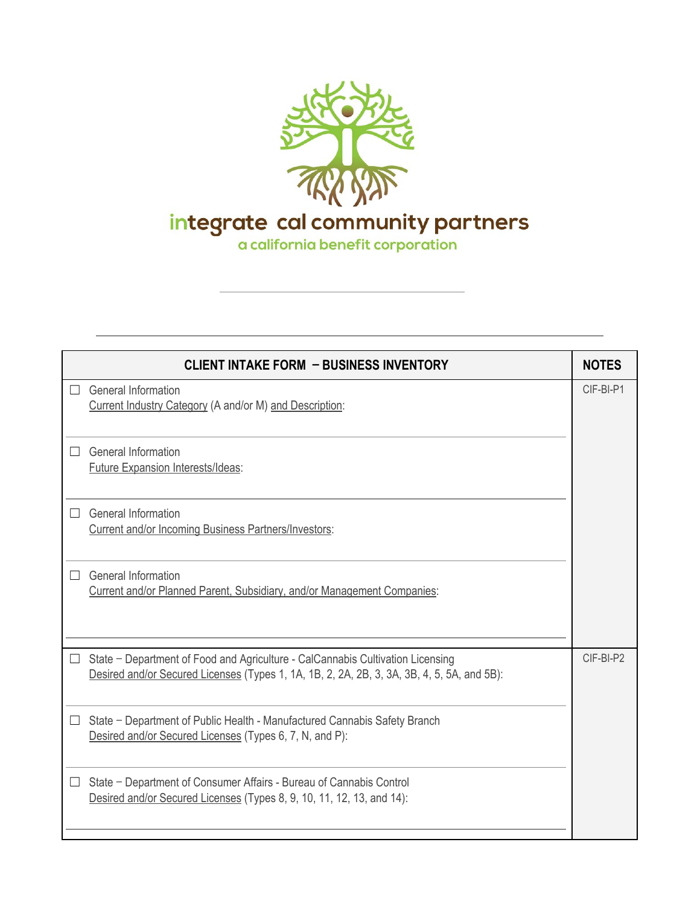integrate cal community partners

a california benefit corporation

| CLIENT INTAKE FORM – BUSINESS INVENTORY | NOTES |
|---|---|
| ☐ General Information<br>Current Industry Category (A and/or M) and Description: | CIF-BI-P1 |
| ☐ General Information<br>Future Expansion Interests/Ideas: | |
| ☐ General Information<br>Current and/or Incoming Business Partners/Investors: | |
| ☐ General Information<br>Current and/or Planned Parent, Subsidiary, and/or Management Companies: | |
| ☐ State – Department of Food and Agriculture - CalCannabis Cultivation Licensing<br>Desired and/or Secured Licenses (Types 1, 1A, 1B, 2, 2A, 2B, 3, 3A, 3B, 4, 5, 5A, and 5B): | CIF-BI-P2 |
| ☐ State – Department of Public Health - Manufactured Cannabis Safety Branch<br>Desired and/or Secured Licenses (Types 6, 7, N, and P): | |
| ☐ State – Department of Consumer Affairs - Bureau of Cannabis Control<br>Desired and/or Secured Licenses (Types 8, 9, 10, 11, 12, 13, and 14): | |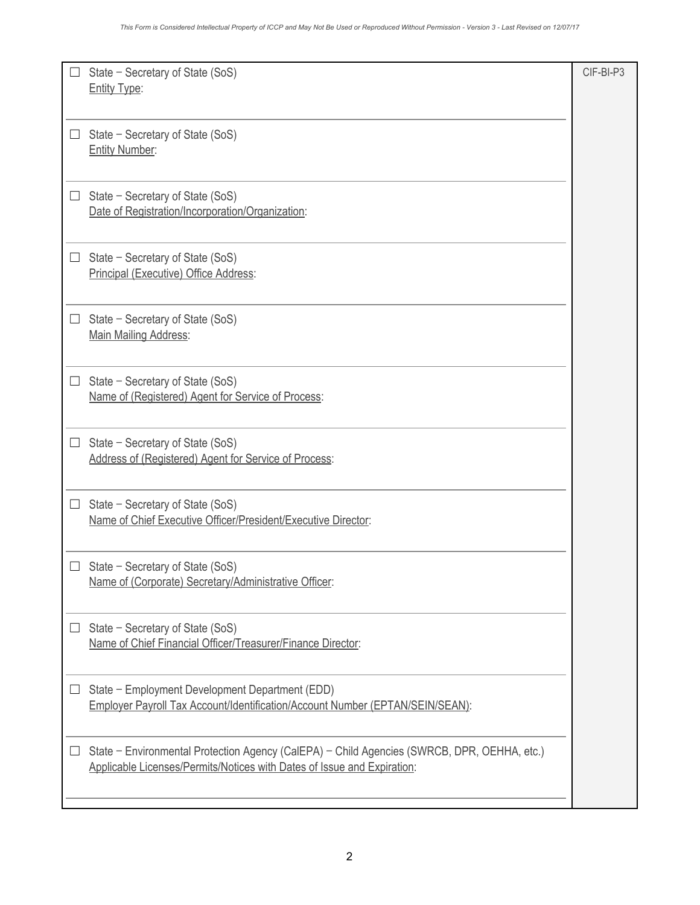| | |
|---|---|
| ☐ State – Secretary of State (SoS)<br>Entity Type: | CIF-BI-P3 |
| ☐ State – Secretary of State (SoS)<br>Entity Number: | |
| ☐ State – Secretary of State (SoS)<br>Date of Registration/Incorporation/Organization: | |
| ☐ State – Secretary of State (SoS)<br>Principal (Executive) Office Address: | |
| ☐ State – Secretary of State (SoS)<br>Main Mailing Address: | |
| ☐ State – Secretary of State (SoS)<br>Name of (Registered) Agent for Service of Process: | |
| ☐ State – Secretary of State (SoS)<br>Address of (Registered) Agent for Service of Process: | |
| ☐ State – Secretary of State (SoS)<br>Name of Chief Executive Officer/President/Executive Director: | |
| ☐ State – Secretary of State (SoS)<br>Name of (Corporate) Secretary/Administrative Officer: | |
| ☐ State – Secretary of State (SoS)<br>Name of Chief Financial Officer/Treasurer/Finance Director: | |
| ☐ State – Employment Development Department (EDD)<br>Employer Payroll Tax Account/Identification/Account Number (EPTAN/SEIN/SEAN): | |
| ☐ State – Environmental Protection Agency (CalEPA) – Child Agencies (SWRCB, DPR, OEHHA, etc.)<br>Applicable Licenses/Permits/Notices with Dates of Issue and Expiration: | |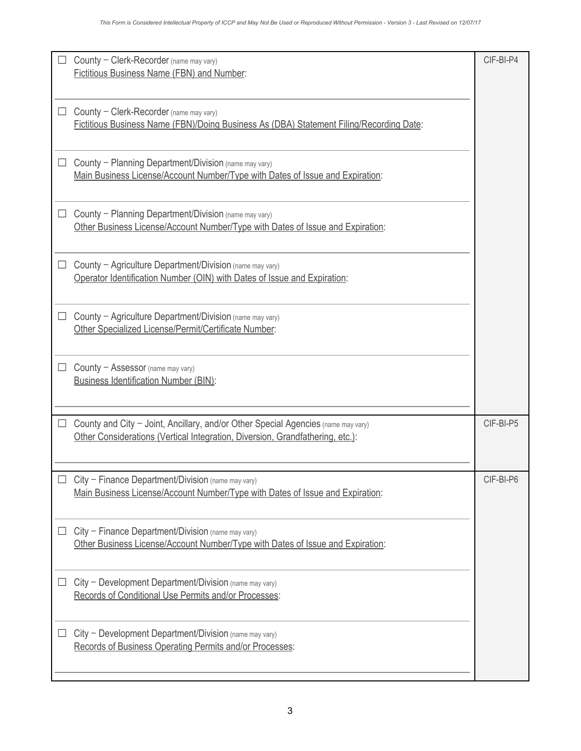| | |
|---|---|
| ☐ County – Clerk-Recorder (name may vary)<br>Fictitious Business Name (FBN) and Number: | CIF-BI-P4 |
| ☐ County – Clerk-Recorder (name may vary)<br>Fictitious Business Name (FBN)/Doing Business As (DBA) Statement Filing/Recording Date: | |
| ☐ County – Planning Department/Division (name may vary)<br>Main Business License/Account Number/Type with Dates of Issue and Expiration: | |
| ☐ County – Planning Department/Division (name may vary)<br>Other Business License/Account Number/Type with Dates of Issue and Expiration: | |
| ☐ County – Agriculture Department/Division (name may vary)<br>Operator Identification Number (OIN) with Dates of Issue and Expiration: | |
| ☐ County – Agriculture Department/Division (name may vary)<br>Other Specialized License/Permit/Certificate Number: | |
| ☐ County – Assessor (name may vary)<br>Business Identification Number (BIN): | |
| ☐ County and City – Joint, Ancillary, and/or Other Special Agencies (name may vary)<br>Other Considerations (Vertical Integration, Diversion, Grandfathering, etc.): | CIF-BI-P5 |
| ☐ City – Finance Department/Division (name may vary)<br>Main Business License/Account Number/Type with Dates of Issue and Expiration: | CIF-BI-P6 |
| ☐ City – Finance Department/Division (name may vary)<br>Other Business License/Account Number/Type with Dates of Issue and Expiration: | |
| ☐ City – Development Department/Division (name may vary)<br>Records of Conditional Use Permits and/or Processes: | |
| ☐ City – Development Department/Division (name may vary)<br>Records of Business Operating Permits and/or Processes: | |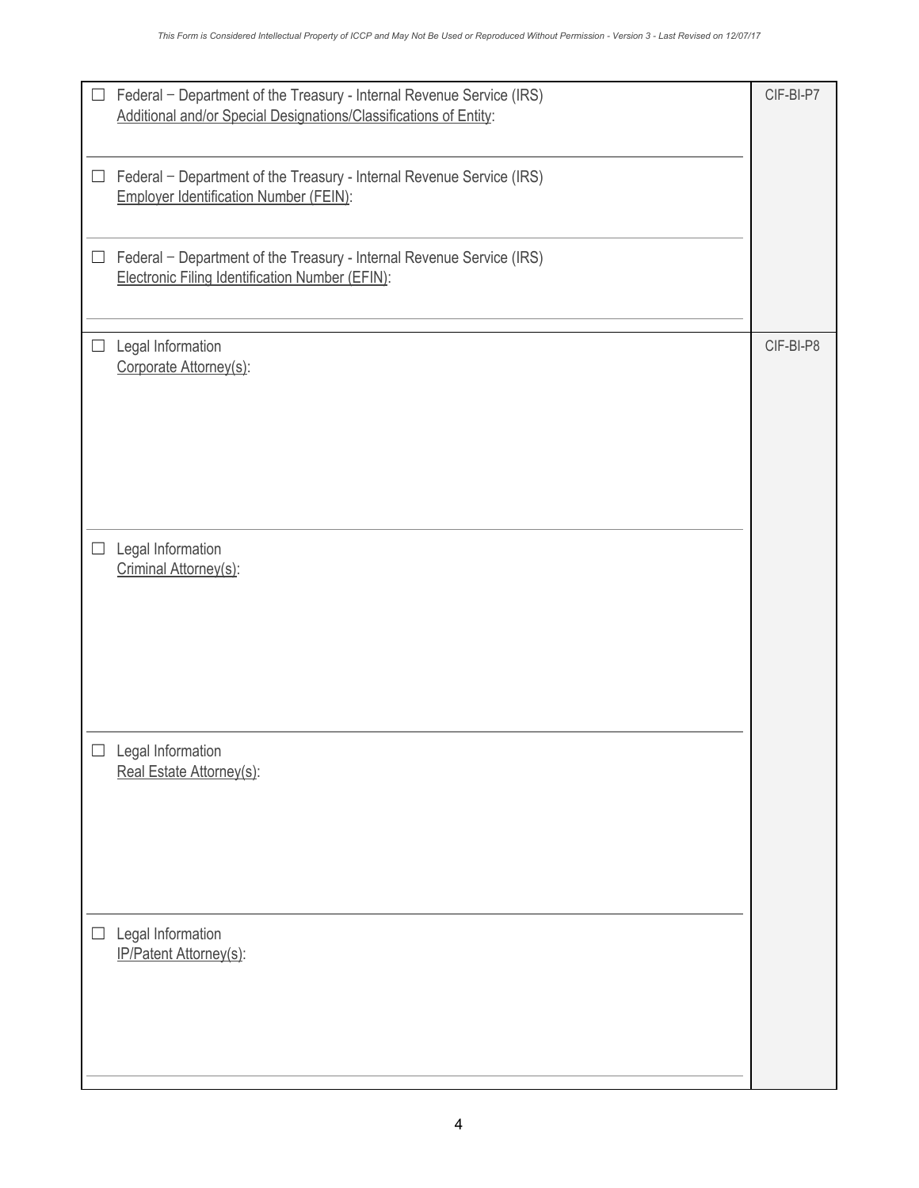| | |
|---|---|
| ☐ Federal – Department of the Treasury - Internal Revenue Service (IRS)<br>Additional and/or Special Designations/Classifications of Entity: | CIF-BI-P7 |
| ☐ Federal – Department of the Treasury - Internal Revenue Service (IRS)<br>Employer Identification Number (FEIN): | |
| ☐ Federal – Department of the Treasury - Internal Revenue Service (IRS)<br>Electronic Filing Identification Number (EFIN): | |
| ☐ Legal Information<br>Corporate Attorney(s): | CIF-BI-P8 |
| ☐ Legal Information<br>Criminal Attorney(s): | |
| ☐ Legal Information<br>Real Estate Attorney(s): | |
| ☐ Legal Information<br>IP/Patent Attorney(s): | |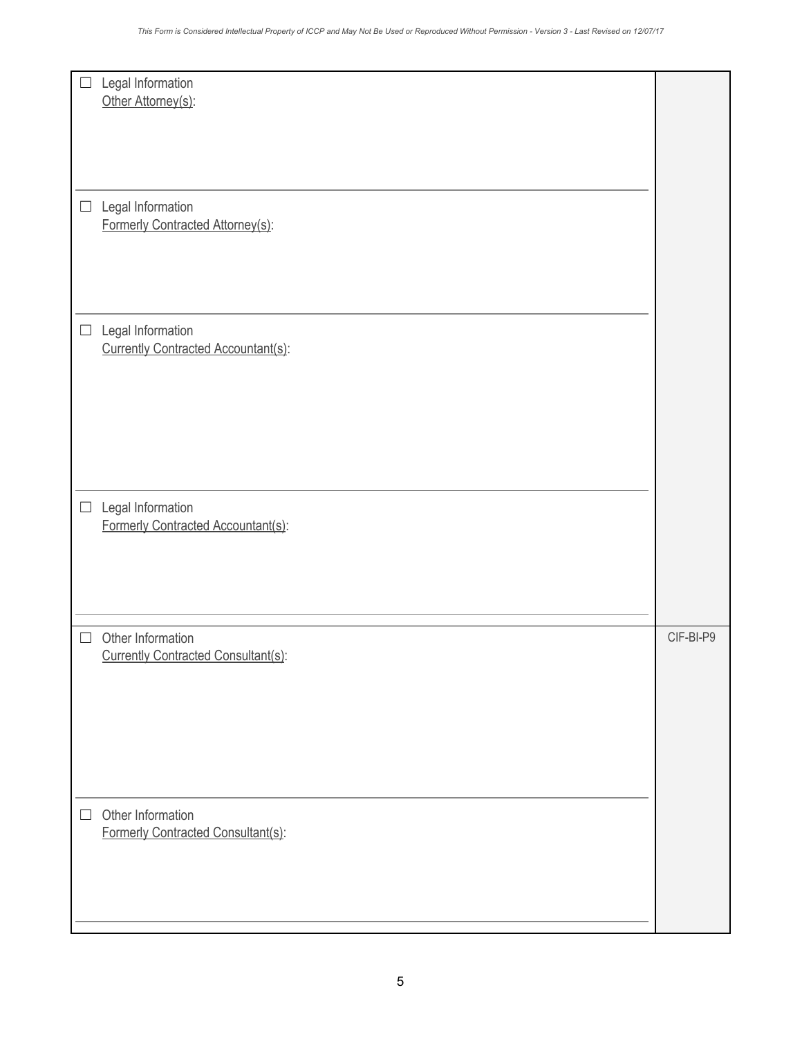- ☐ Legal Information
  Other Attorney(s):

---

- ☐ Legal Information
  Formerly Contracted Attorney(s):

---

- ☐ Legal Information
  Currently Contracted Accountant(s):

---

- ☐ Legal Information
  Formerly Contracted Accountant(s):

---

- ☐ Other Information
  Currently Contracted Consultant(s):

CIF-BI-P9

---

- ☐ Other Information
  Formerly Contracted Consultant(s):

---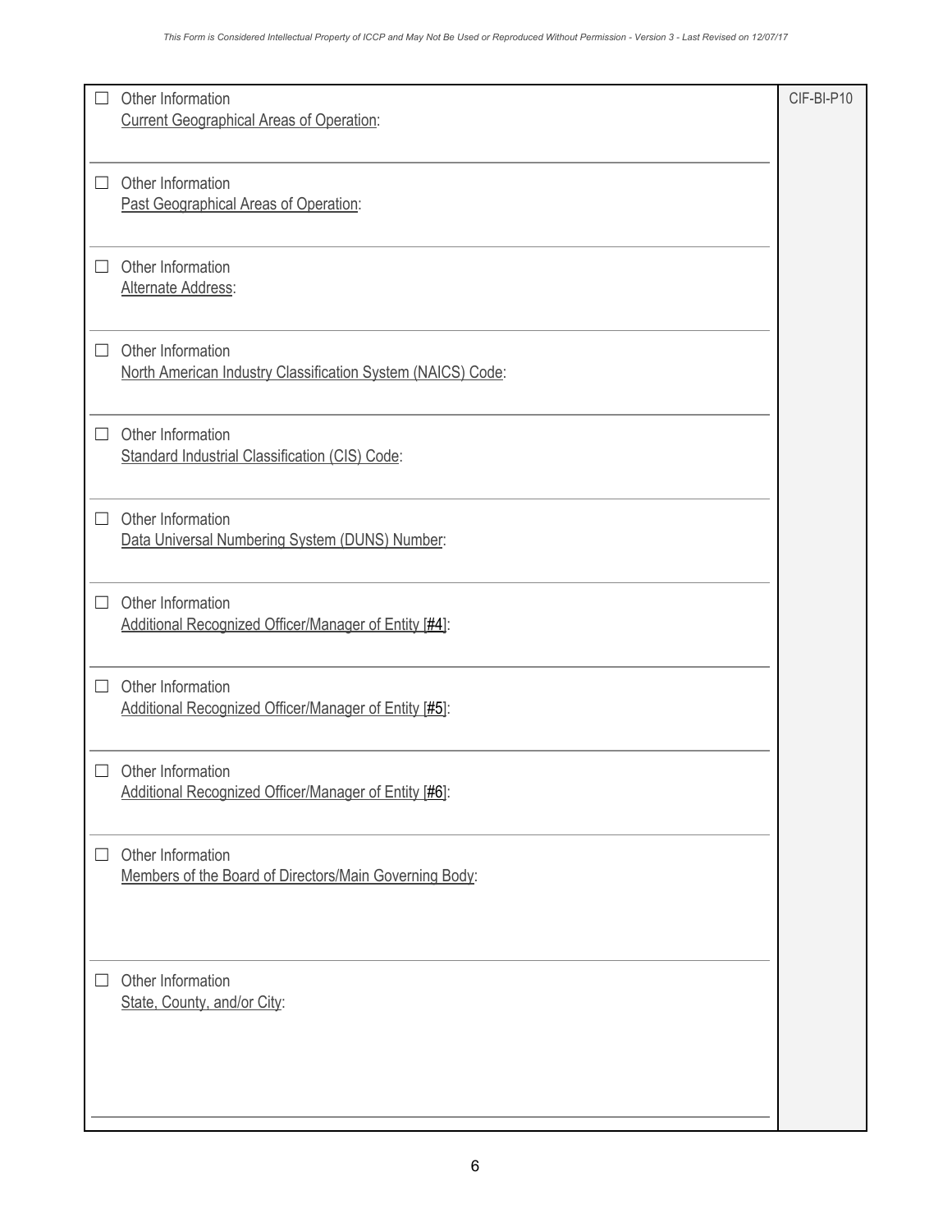| | |
|---|---|
| ☐ Other Information<br>Current Geographical Areas of Operation:<br><br>☐ Other Information<br>Past Geographical Areas of Operation:<br><br>☐ Other Information<br>Alternate Address:<br><br>☐ Other Information<br>North American Industry Classification System (NAICS) Code:<br><br>☐ Other Information<br>Standard Industrial Classification (CIS) Code:<br><br>☐ Other Information<br>Data Universal Numbering System (DUNS) Number:<br><br>☐ Other Information<br>Additional Recognized Officer/Manager of Entity [#4]:<br><br>☐ Other Information<br>Additional Recognized Officer/Manager of Entity [#5]:<br><br>☐ Other Information<br>Additional Recognized Officer/Manager of Entity [#6]:<br><br>☐ Other Information<br>Members of the Board of Directors/Main Governing Body:<br><br>☐ Other Information<br>State, County, and/or City: | CIF-BI-P10 |